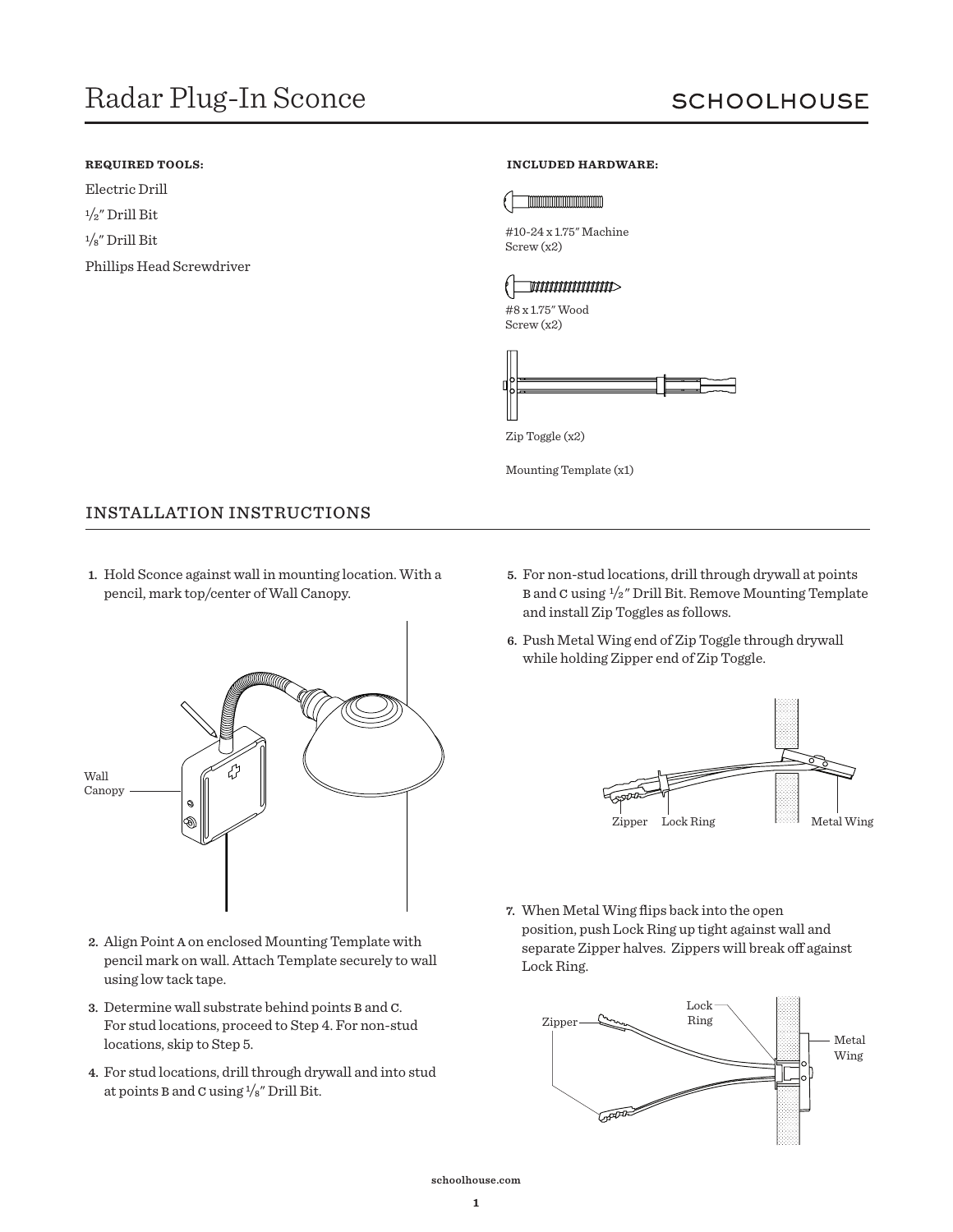# Radar Plug-In Sconce

SCHOOLHOUSE

**REQUIRED TOOLS:**

Electric Drill

1/2″ Drill Bit

1/8″ Drill Bit

Phillips Head Screwdriver

**INCLUDED HARDWARE:**

#10-24 x 1.75″ Machine Screw (x2)

#8 x 1.75″ Wood Screw (x2)

Zip Toggle (x2)

Mounting Template (x1)

## INSTALLATION INSTRUCTIONS

1. Hold Sconce against wall in mounting location. With a pencil, mark top/center of Wall Canopy.

Wall Canopy

2. Align Point A on enclosed Mounting Template with pencil mark on wall. Attach Template securely to wall using low tack tape.
3. Determine wall substrate behind points B and C. For stud locations, proceed to Step 4. For non-stud locations, skip to Step 5.
4. For stud locations, drill through drywall and into stud at points B and C using 1/8″ Drill Bit.
5. For non-stud locations, drill through drywall at points B and C using 1/2″ Drill Bit. Remove Mounting Template and install Zip Toggles as follows.
6. Push Metal Wing end of Zip Toggle through drywall while holding Zipper end of Zip Toggle.

Zipper Lock Ring Metal Wing

7. When Metal Wing flips back into the open position, push Lock Ring up tight against wall and separate Zipper halves. Zippers will break off against Lock Ring.

Zipper Lock Ring Metal Wing

schoolhouse.com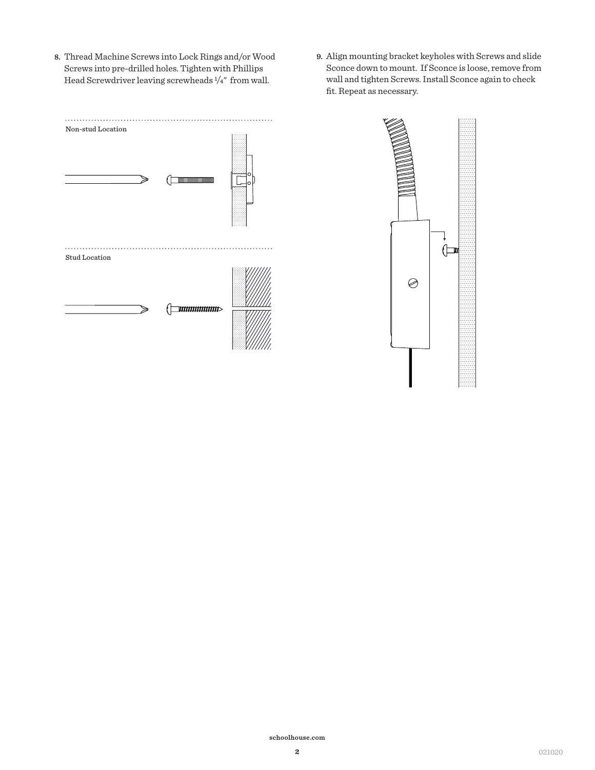8. Thread Machine Screws into Lock Rings and/or Wood Screws into pre-drilled holes. Tighten with Phillips Head Screwdriver leaving screwheads 1/4" from wall.

Non-stud Location

Stud Location

9. Align mounting bracket keyholes with Screws and slide Sconce down to mount. If Sconce is loose, remove from wall and tighten Screws. Install Sconce again to check fit. Repeat as necessary.

schoolhouse.com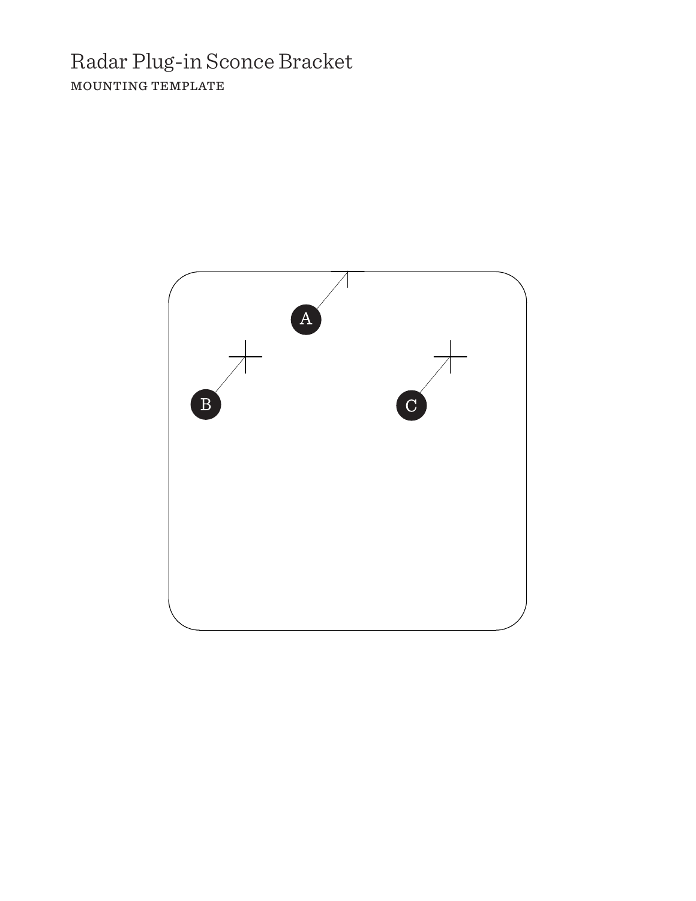# Radar Plug-in Sconce Bracket

MOUNTING TEMPLATE

A

B

C